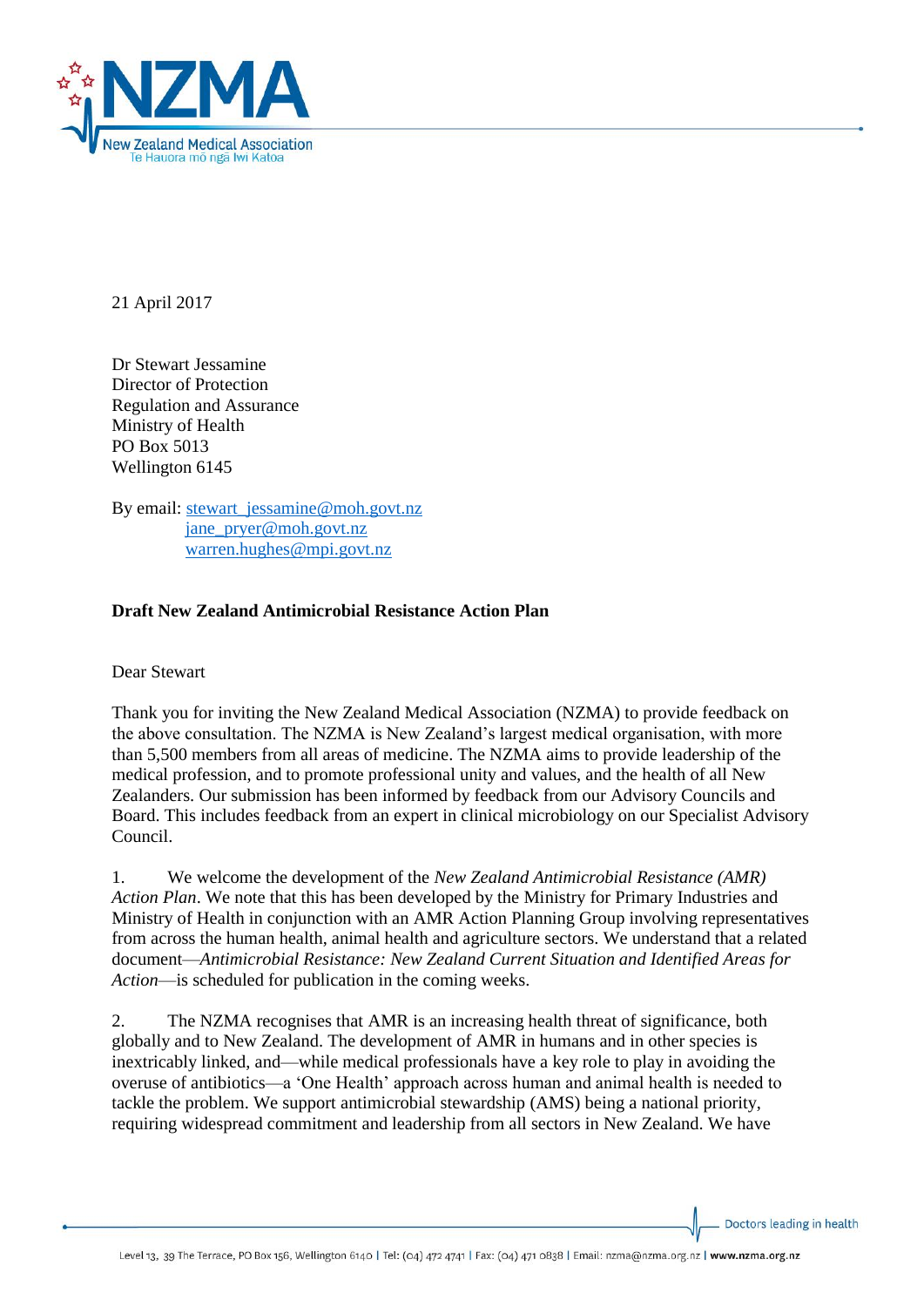21 April 2017

Dr Stewart Jessamine
Director of Protection
Regulation and Assurance
Ministry of Health
PO Box 5013
Wellington 6145

By email: stewart_jessamine@moh.govt.nz
jane_pryer@moh.govt.nz
warren.hughes@mpi.govt.nz

**Draft New Zealand Antimicrobial Resistance Action Plan**

Dear Stewart

Thank you for inviting the New Zealand Medical Association (NZMA) to provide feedback on the above consultation. The NZMA is New Zealand's largest medical organisation, with more than 5,500 members from all areas of medicine. The NZMA aims to provide leadership of the medical profession, and to promote professional unity and values, and the health of all New Zealanders. Our submission has been informed by feedback from our Advisory Councils and Board. This includes feedback from an expert in clinical microbiology on our Specialist Advisory Council.

1. We welcome the development of the *New Zealand Antimicrobial Resistance (AMR) Action Plan*. We note that this has been developed by the Ministry for Primary Industries and Ministry of Health in conjunction with an AMR Action Planning Group involving representatives from across the human health, animal health and agriculture sectors. We understand that a related document—*Antimicrobial Resistance: New Zealand Current Situation and Identified Areas for Action*—is scheduled for publication in the coming weeks.

2. The NZMA recognises that AMR is an increasing health threat of significance, both globally and to New Zealand. The development of AMR in humans and in other species is inextricably linked, and—while medical professionals have a key role to play in avoiding the overuse of antibiotics—a 'One Health' approach across human and animal health is needed to tackle the problem. We support antimicrobial stewardship (AMS) being a national priority, requiring widespread commitment and leadership from all sectors in New Zealand. We have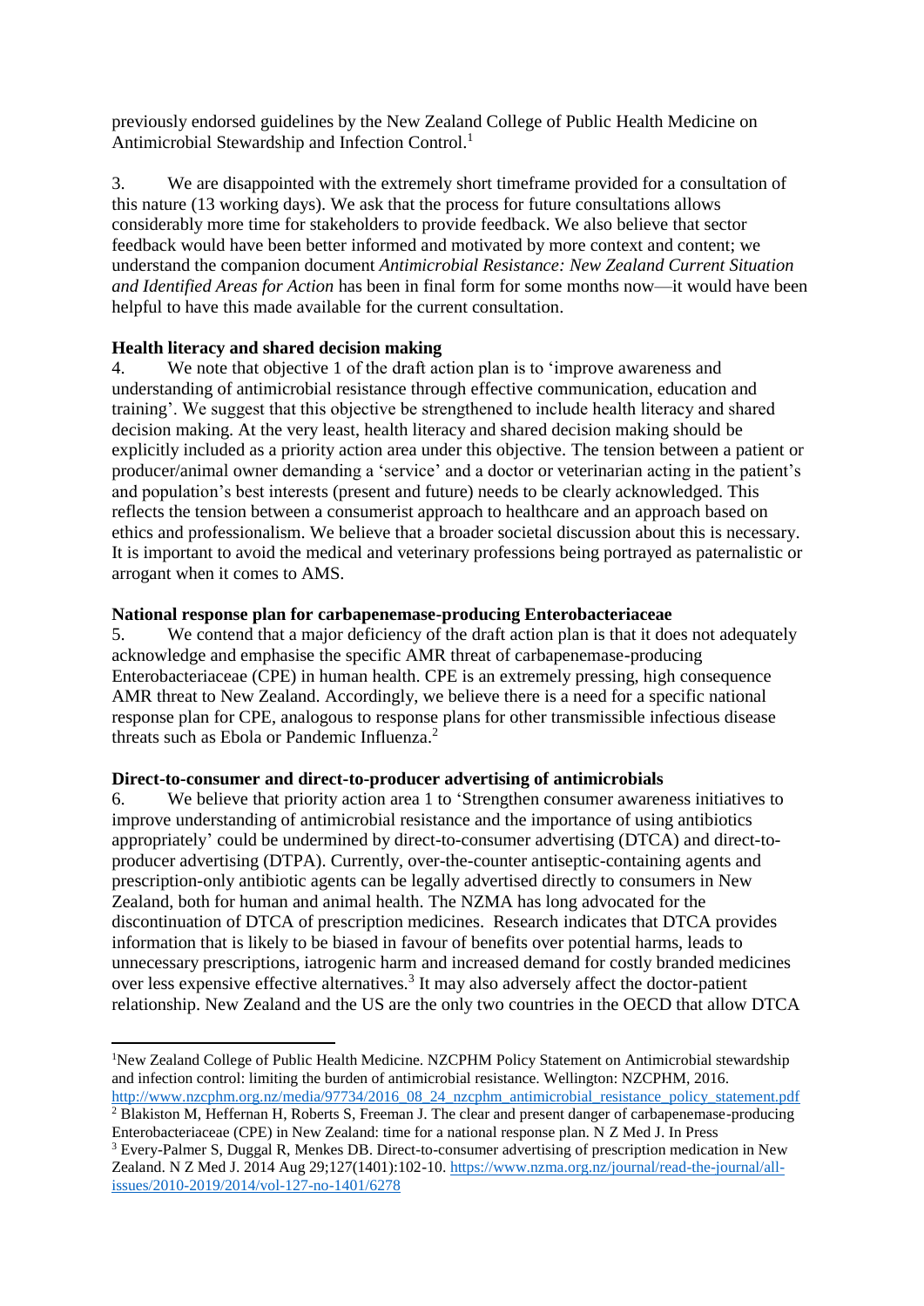previously endorsed guidelines by the New Zealand College of Public Health Medicine on Antimicrobial Stewardship and Infection Control.[1]

3. We are disappointed with the extremely short timeframe provided for a consultation of this nature (13 working days). We ask that the process for future consultations allows considerably more time for stakeholders to provide feedback. We also believe that sector feedback would have been better informed and motivated by more context and content; we understand the companion document *Antimicrobial Resistance: New Zealand Current Situation and Identified Areas for Action* has been in final form for some months now—it would have been helpful to have this made available for the current consultation.

**Health literacy and shared decision making**

4. We note that objective 1 of the draft action plan is to 'improve awareness and understanding of antimicrobial resistance through effective communication, education and training'. We suggest that this objective be strengthened to include health literacy and shared decision making. At the very least, health literacy and shared decision making should be explicitly included as a priority action area under this objective. The tension between a patient or producer/animal owner demanding a 'service' and a doctor or veterinarian acting in the patient's and population's best interests (present and future) needs to be clearly acknowledged. This reflects the tension between a consumerist approach to healthcare and an approach based on ethics and professionalism. We believe that a broader societal discussion about this is necessary. It is important to avoid the medical and veterinary professions being portrayed as paternalistic or arrogant when it comes to AMS.

**National response plan for carbapenemase-producing Enterobacteriaceae**

5. We contend that a major deficiency of the draft action plan is that it does not adequately acknowledge and emphasise the specific AMR threat of carbapenemase-producing Enterobacteriaceae (CPE) in human health. CPE is an extremely pressing, high consequence AMR threat to New Zealand. Accordingly, we believe there is a need for a specific national response plan for CPE, analogous to response plans for other transmissible infectious disease threats such as Ebola or Pandemic Influenza.[2]

**Direct-to-consumer and direct-to-producer advertising of antimicrobials**

6. We believe that priority action area 1 to 'Strengthen consumer awareness initiatives to improve understanding of antimicrobial resistance and the importance of using antibiotics appropriately' could be undermined by direct-to-consumer advertising (DTCA) and direct-to-producer advertising (DTPA). Currently, over-the-counter antiseptic-containing agents and prescription-only antibiotic agents can be legally advertised directly to consumers in New Zealand, both for human and animal health. The NZMA has long advocated for the discontinuation of DTCA of prescription medicines. Research indicates that DTCA provides information that is likely to be biased in favour of benefits over potential harms, leads to unnecessary prescriptions, iatrogenic harm and increased demand for costly branded medicines over less expensive effective alternatives.[3] It may also adversely affect the doctor-patient relationship. New Zealand and the US are the only two countries in the OECD that allow DTCA

---

[1] New Zealand College of Public Health Medicine. NZCPHM Policy Statement on Antimicrobial stewardship and infection control: limiting the burden of antimicrobial resistance. Wellington: NZCPHM, 2016. http://www.nzcphm.org.nz/media/97734/2016_08_24_nzcphm_antimicrobial_resistance_policy_statement.pdf

[2] Blakiston M, Heffernan H, Roberts S, Freeman J. The clear and present danger of carbapenemase-producing Enterobacteriaceae (CPE) in New Zealand: time for a national response plan. N Z Med J. In Press

[3] Every-Palmer S, Duggal R, Menkes DB. Direct-to-consumer advertising of prescription medication in New Zealand. N Z Med J. 2014 Aug 29;127(1401):102-10. https://www.nzma.org.nz/journal/read-the-journal/all-issues/2010-2019/2014/vol-127-no-1401/6278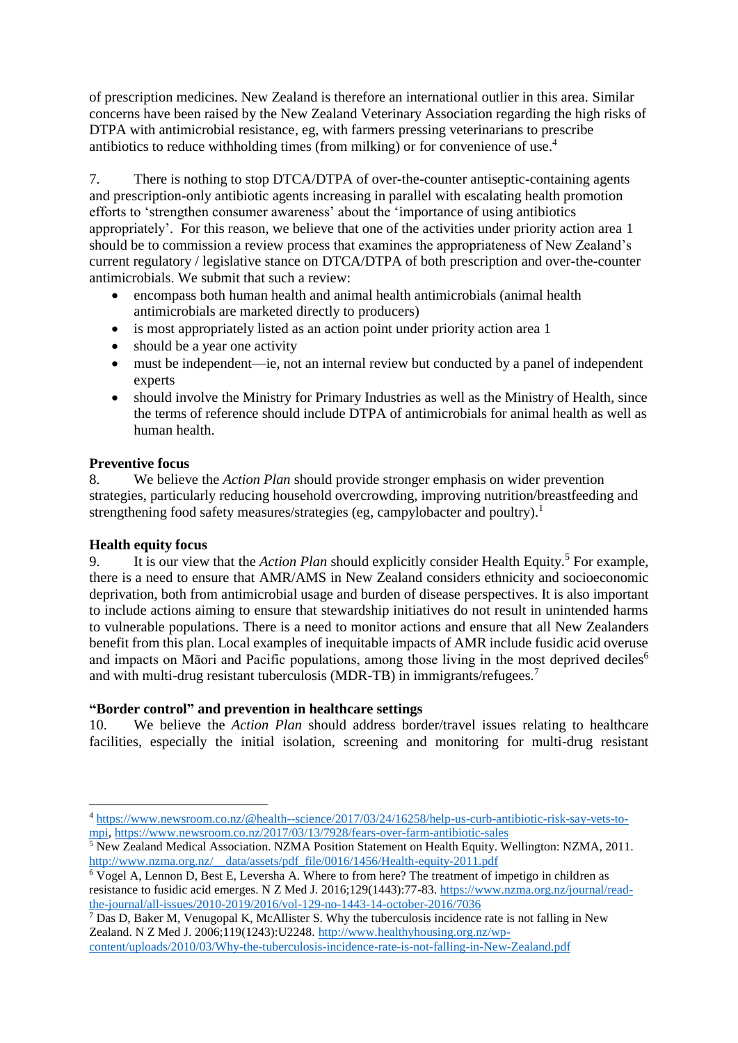of prescription medicines. New Zealand is therefore an international outlier in this area. Similar concerns have been raised by the New Zealand Veterinary Association regarding the high risks of DTPA with antimicrobial resistance, eg, with farmers pressing veterinarians to prescribe antibiotics to reduce withholding times (from milking) or for convenience of use.[4]

7. There is nothing to stop DTCA/DTPA of over-the-counter antiseptic-containing agents and prescription-only antibiotic agents increasing in parallel with escalating health promotion efforts to 'strengthen consumer awareness' about the 'importance of using antibiotics appropriately'. For this reason, we believe that one of the activities under priority action area 1 should be to commission a review process that examines the appropriateness of New Zealand's current regulatory / legislative stance on DTCA/DTPA of both prescription and over-the-counter antimicrobials. We submit that such a review:

- encompass both human health and animal health antimicrobials (animal health antimicrobials are marketed directly to producers)
- is most appropriately listed as an action point under priority action area 1
- should be a year one activity
- must be independent—ie, not an internal review but conducted by a panel of independent experts
- should involve the Ministry for Primary Industries as well as the Ministry of Health, since the terms of reference should include DTPA of antimicrobials for animal health as well as human health.

**Preventive focus**

8. We believe the *Action Plan* should provide stronger emphasis on wider prevention strategies, particularly reducing household overcrowding, improving nutrition/breastfeeding and strengthening food safety measures/strategies (eg, campylobacter and poultry).[1]

**Health equity focus**

9. It is our view that the *Action Plan* should explicitly consider Health Equity.[5] For example, there is a need to ensure that AMR/AMS in New Zealand considers ethnicity and socioeconomic deprivation, both from antimicrobial usage and burden of disease perspectives. It is also important to include actions aiming to ensure that stewardship initiatives do not result in unintended harms to vulnerable populations. There is a need to monitor actions and ensure that all New Zealanders benefit from this plan. Local examples of inequitable impacts of AMR include fusidic acid overuse and impacts on Māori and Pacific populations, among those living in the most deprived deciles[6] and with multi-drug resistant tuberculosis (MDR-TB) in immigrants/refugees.[7]

**"Border control" and prevention in healthcare settings**

10. We believe the *Action Plan* should address border/travel issues relating to healthcare facilities, especially the initial isolation, screening and monitoring for multi-drug resistant

---

[4] https://www.newsroom.co.nz/@health--science/2017/03/24/16258/help-us-curb-antibiotic-risk-say-vets-to-mpi, https://www.newsroom.co.nz/2017/03/13/7928/fears-over-farm-antibiotic-sales

[5] New Zealand Medical Association. NZMA Position Statement on Health Equity. Wellington: NZMA, 2011. http://www.nzma.org.nz/__data/assets/pdf_file/0016/1456/Health-equity-2011.pdf

[6] Vogel A, Lennon D, Best E, Leversha A. Where to from here? The treatment of impetigo in children as resistance to fusidic acid emerges. N Z Med J. 2016;129(1443):77-83. https://www.nzma.org.nz/journal/read-the-journal/all-issues/2010-2019/2016/vol-129-no-1443-14-october-2016/7036

[7] Das D, Baker M, Venugopal K, McAllister S. Why the tuberculosis incidence rate is not falling in New Zealand. N Z Med J. 2006;119(1243):U2248. http://www.healthyhousing.org.nz/wp-content/uploads/2010/03/Why-the-tuberculosis-incidence-rate-is-not-falling-in-New-Zealand.pdf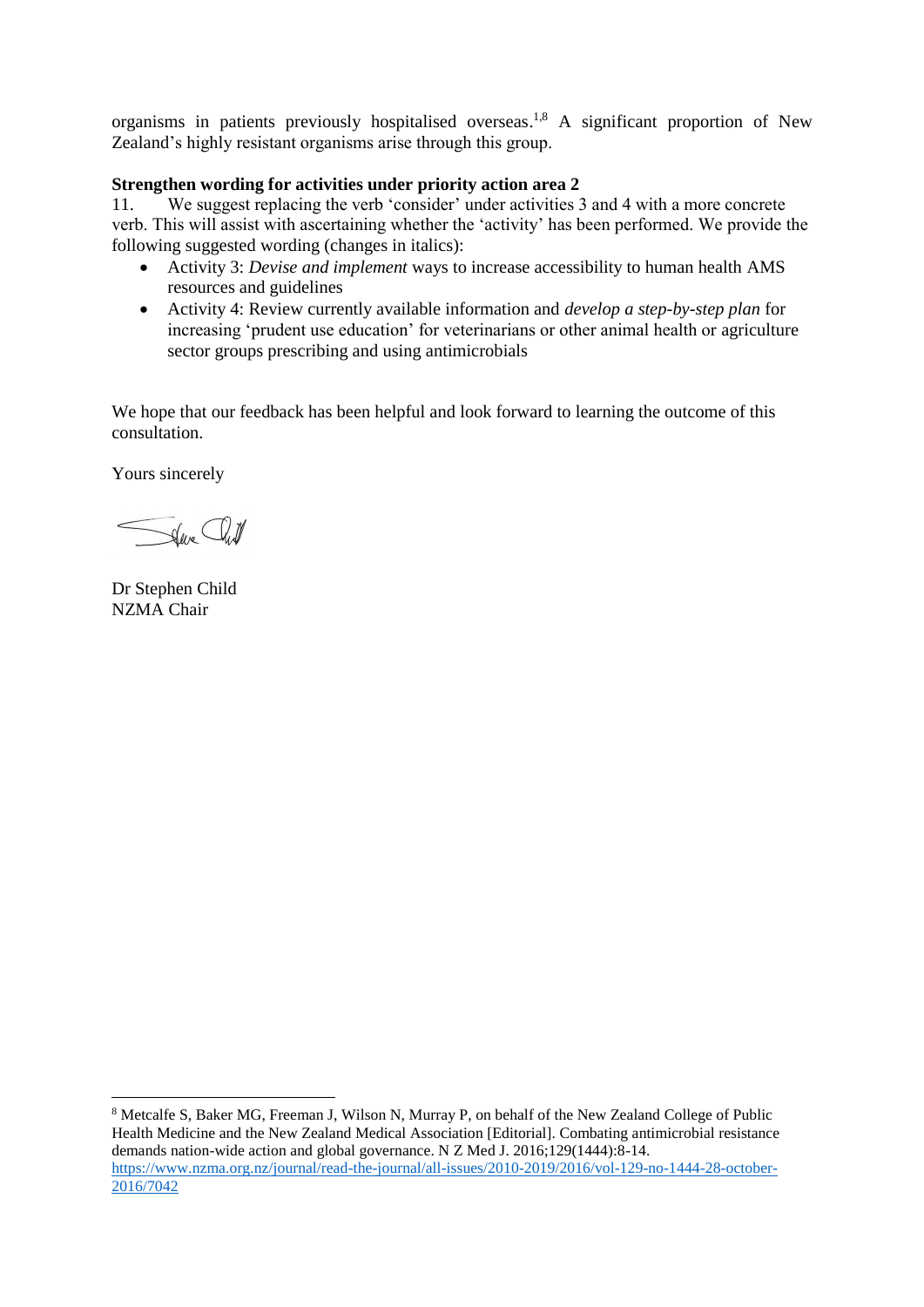organisms in patients previously hospitalised overseas.[1,8] A significant proportion of New Zealand's highly resistant organisms arise through this group.

**Strengthen wording for activities under priority action area 2**

11. We suggest replacing the verb 'consider' under activities 3 and 4 with a more concrete verb. This will assist with ascertaining whether the 'activity' has been performed. We provide the following suggested wording (changes in italics):

- Activity 3: *Devise and implement* ways to increase accessibility to human health AMS resources and guidelines
- Activity 4: Review currently available information and *develop a step-by-step plan* for increasing 'prudent use education' for veterinarians or other animal health or agriculture sector groups prescribing and using antimicrobials

We hope that our feedback has been helpful and look forward to learning the outcome of this consultation.

Yours sincerely

Dr Stephen Child
NZMA Chair

---

[8] Metcalfe S, Baker MG, Freeman J, Wilson N, Murray P, on behalf of the New Zealand College of Public Health Medicine and the New Zealand Medical Association [Editorial]. Combating antimicrobial resistance demands nation-wide action and global governance. N Z Med J. 2016;129(1444):8-14. https://www.nzma.org.nz/journal/read-the-journal/all-issues/2010-2019/2016/vol-129-no-1444-28-october-2016/7042